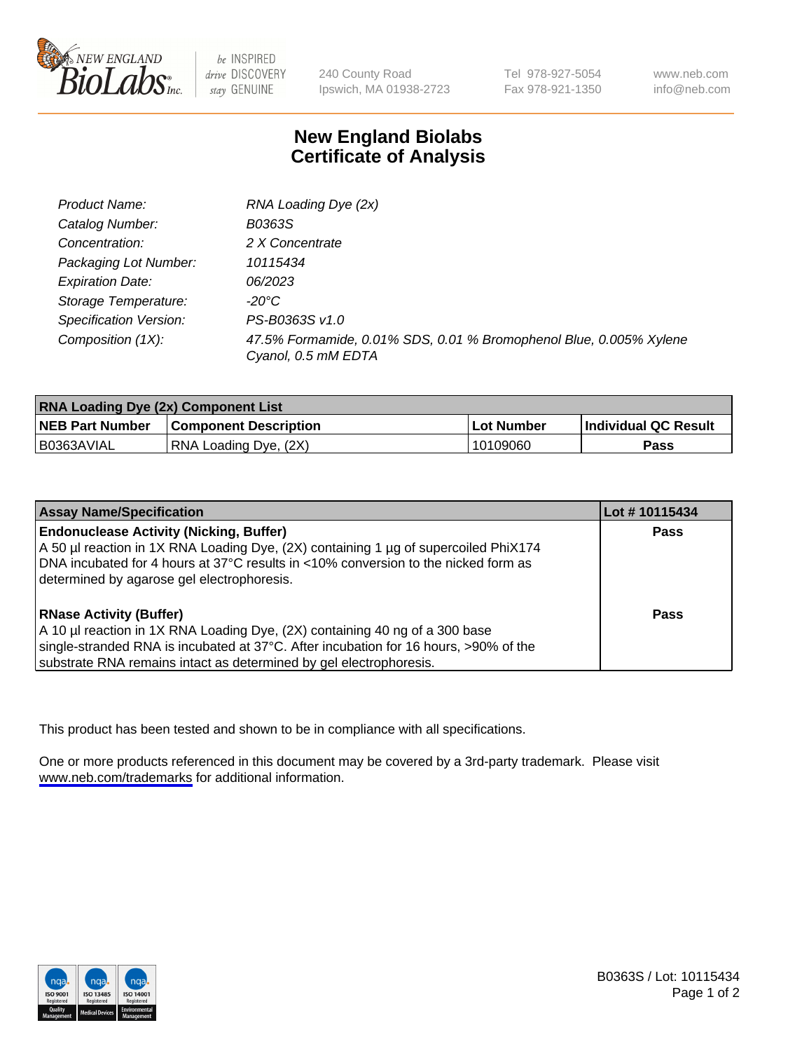NEW ENGLAND BioLabs Inc. — be INSPIRED drive DISCOVERY stay GENUINE

240 County Road
Ipswich, MA 01938-2723

Tel 978-927-5054
Fax 978-921-1350

www.neb.com
info@neb.com

# New England Biolabs
# Certificate of Analysis

| | |
|---|---|
| *Product Name:* | *RNA Loading Dye (2x)* |
| *Catalog Number:* | *B0363S* |
| *Concentration:* | *2 X Concentrate* |
| *Packaging Lot Number:* | *10115434* |
| *Expiration Date:* | *06/2023* |
| *Storage Temperature:* | *-20°C* |
| *Specification Version:* | *PS-B0363S v1.0* |
| *Composition (1X):* | *47.5% Formamide, 0.01% SDS, 0.01 % Bromophenol Blue, 0.005% Xylene Cyanol, 0.5 mM EDTA* |

| RNA Loading Dye (2x) Component List | | | |
|---|---|---|---|
| **NEB Part Number** | **Component Description** | **Lot Number** | **Individual QC Result** |
| B0363AVIAL | RNA Loading Dye, (2X) | 10109060 | **Pass** |

| Assay Name/Specification | Lot # 10115434 |
|---|---|
| **Endonuclease Activity (Nicking, Buffer)** A 50 µl reaction in 1X RNA Loading Dye, (2X) containing 1 µg of supercoiled PhiX174 DNA incubated for 4 hours at 37°C results in <10% conversion to the nicked form as determined by agarose gel electrophoresis. | **Pass** |
| **RNase Activity (Buffer)** A 10 µl reaction in 1X RNA Loading Dye, (2X) containing 40 ng of a 300 base single-stranded RNA is incubated at 37°C. After incubation for 16 hours, >90% of the substrate RNA remains intact as determined by gel electrophoresis. | **Pass** |

This product has been tested and shown to be in compliance with all specifications.

One or more products referenced in this document may be covered by a 3rd-party trademark. Please visit www.neb.com/trademarks for additional information.

B0363S / Lot: 10115434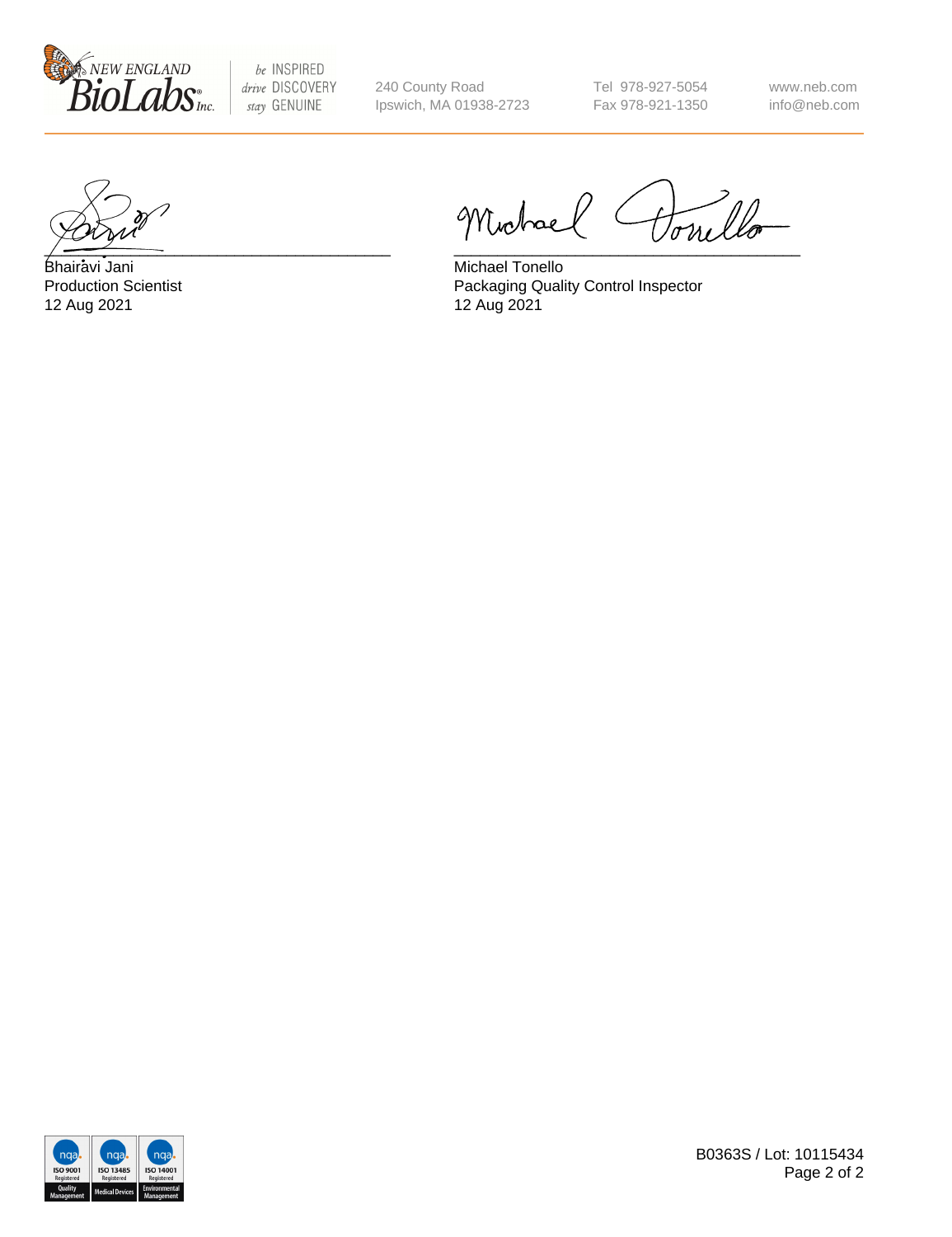Bhairavi Jani
Production Scientist
12 Aug 2021

Michael Tonello
Packaging Quality Control Inspector
12 Aug 2021

B0363S / Lot: 10115434